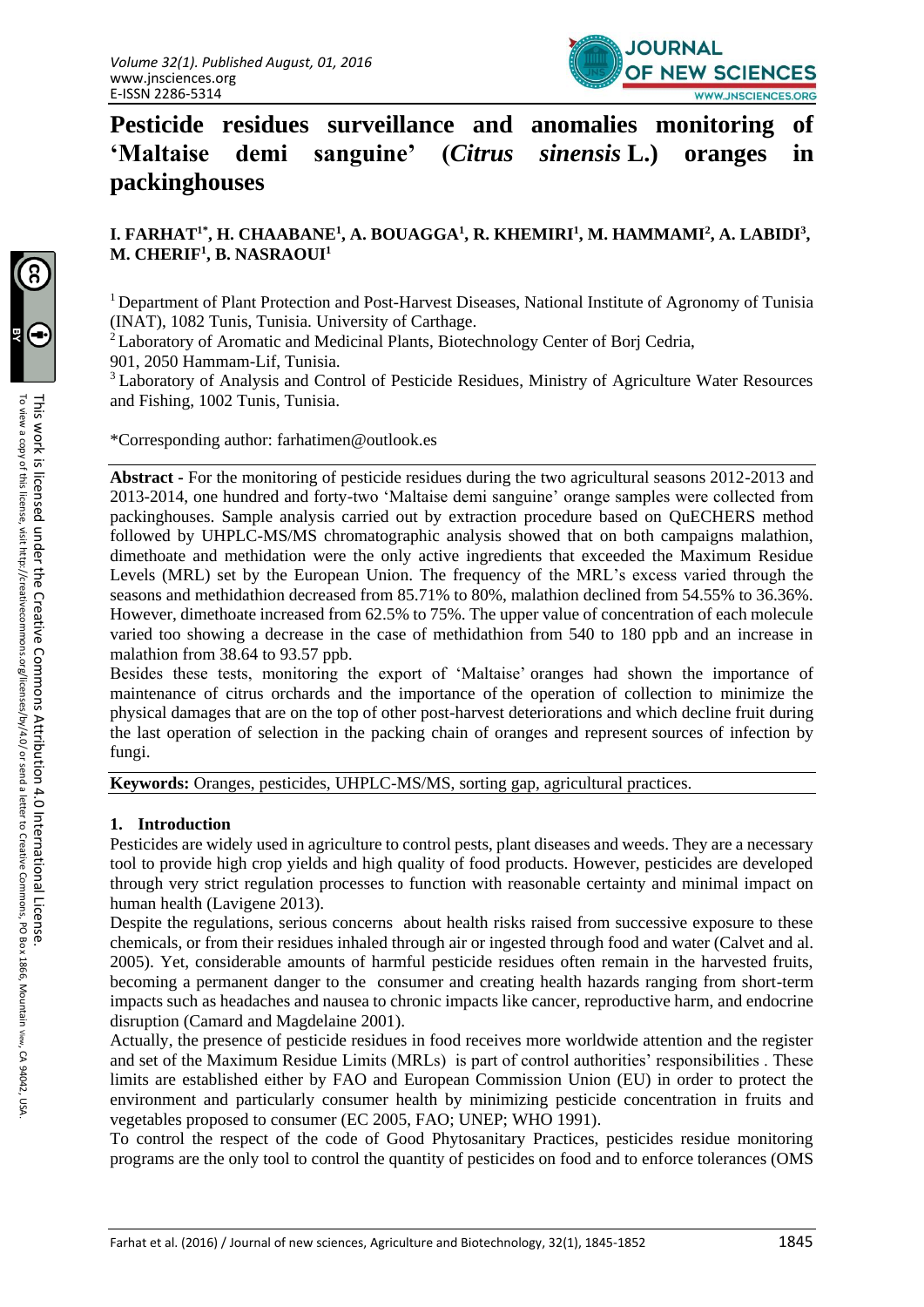# Pesticide residues surveillance and anomalies monitoring of 'Maltaise demi sanguine' (*Citrus sinensis* L.) oranges in packinghouses

**I. FARHAT[1*], H. CHAABANE[1], A. BOUAGGA[1], R. KHEMIRI[1], M. HAMMAMI[2], A. LABIDI[3], M. CHERIF[1], B. NASRAOUI[1]**

[1] Department of Plant Protection and Post-Harvest Diseases, National Institute of Agronomy of Tunisia (INAT), 1082 Tunis, Tunisia. University of Carthage.

[2] Laboratory of Aromatic and Medicinal Plants, Biotechnology Center of Borj Cedria, 901, 2050 Hammam-Lif, Tunisia.

[3] Laboratory of Analysis and Control of Pesticide Residues, Ministry of Agriculture Water Resources and Fishing, 1002 Tunis, Tunisia.

*Corresponding author: farhatimen@outlook.es

**Abstract -** For the monitoring of pesticide residues during the two agricultural seasons 2012-2013 and 2013-2014, one hundred and forty-two 'Maltaise demi sanguine' orange samples were collected from packinghouses. Sample analysis carried out by extraction procedure based on QuECHERS method followed by UHPLC-MS/MS chromatographic analysis showed that on both campaigns malathion, dimethoate and methidation were the only active ingredients that exceeded the Maximum Residue Levels (MRL) set by the European Union. The frequency of the MRL's excess varied through the seasons and methidathion decreased from 85.71% to 80%, malathion declined from 54.55% to 36.36%. However, dimethoate increased from 62.5% to 75%. The upper value of concentration of each molecule varied too showing a decrease in the case of methidathion from 540 to 180 ppb and an increase in malathion from 38.64 to 93.57 ppb.

Besides these tests, monitoring the export of 'Maltaise' oranges had shown the importance of maintenance of citrus orchards and the importance of the operation of collection to minimize the physical damages that are on the top of other post-harvest deteriorations and which decline fruit during the last operation of selection in the packing chain of oranges and represent sources of infection by fungi.

**Keywords:** Oranges, pesticides, UHPLC-MS/MS, sorting gap, agricultural practices.

## 1. Introduction

Pesticides are widely used in agriculture to control pests, plant diseases and weeds. They are a necessary tool to provide high crop yields and high quality of food products. However, pesticides are developed through very strict regulation processes to function with reasonable certainty and minimal impact on human health (Lavigene 2013).

Despite the regulations, serious concerns about health risks raised from successive exposure to these chemicals, or from their residues inhaled through air or ingested through food and water (Calvet and al. 2005). Yet, considerable amounts of harmful pesticide residues often remain in the harvested fruits, becoming a permanent danger to the consumer and creating health hazards ranging from short-term impacts such as headaches and nausea to chronic impacts like cancer, reproductive harm, and endocrine disruption (Camard and Magdelaine 2001).

Actually, the presence of pesticide residues in food receives more worldwide attention and the register and set of the Maximum Residue Limits (MRLs) is part of control authorities' responsibilities . These limits are established either by FAO and European Commission Union (EU) in order to protect the environment and particularly consumer health by minimizing pesticide concentration in fruits and vegetables proposed to consumer (EC 2005, FAO; UNEP; WHO 1991).

To control the respect of the code of Good Phytosanitary Practices, pesticides residue monitoring programs are the only tool to control the quantity of pesticides on food and to enforce tolerances (OMS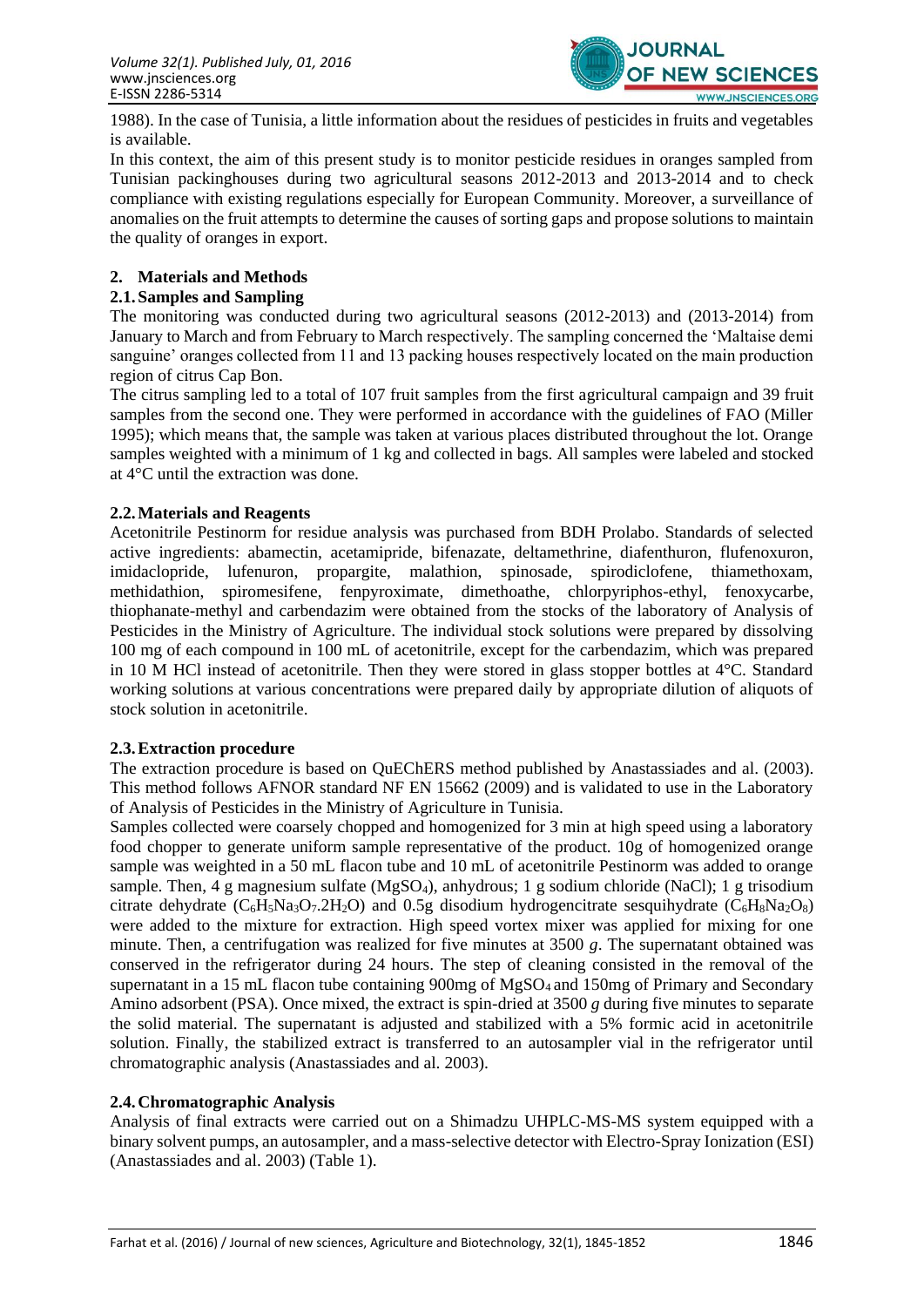1988). In the case of Tunisia, a little information about the residues of pesticides in fruits and vegetables is available.

In this context, the aim of this present study is to monitor pesticide residues in oranges sampled from Tunisian packinghouses during two agricultural seasons 2012-2013 and 2013-2014 and to check compliance with existing regulations especially for European Community. Moreover, a surveillance of anomalies on the fruit attempts to determine the causes of sorting gaps and propose solutions to maintain the quality of oranges in export.

## 2. Materials and Methods

### 2.1. Samples and Sampling

The monitoring was conducted during two agricultural seasons (2012-2013) and (2013-2014) from January to March and from February to March respectively. The sampling concerned the 'Maltaise demi sanguine' oranges collected from 11 and 13 packing houses respectively located on the main production region of citrus Cap Bon.

The citrus sampling led to a total of 107 fruit samples from the first agricultural campaign and 39 fruit samples from the second one. They were performed in accordance with the guidelines of FAO (Miller 1995); which means that, the sample was taken at various places distributed throughout the lot. Orange samples weighted with a minimum of 1 kg and collected in bags. All samples were labeled and stocked at 4°C until the extraction was done.

### 2.2. Materials and Reagents

Acetonitrile Pestinorm for residue analysis was purchased from BDH Prolabo. Standards of selected active ingredients: abamectin, acetamipride, bifenazate, deltamethrine, diafenthuron, flufenoxuron, imidaclopride, lufenuron, propargite, malathion, spinosade, spirodiclofene, thiamethoxam, methidathion, spiromesifene, fenpyroximate, dimethoathe, chlorpyriphos-ethyl, fenoxycarbe, thiophanate-methyl and carbendazim were obtained from the stocks of the laboratory of Analysis of Pesticides in the Ministry of Agriculture. The individual stock solutions were prepared by dissolving 100 mg of each compound in 100 mL of acetonitrile, except for the carbendazim, which was prepared in 10 M HCl instead of acetonitrile. Then they were stored in glass stopper bottles at 4°C. Standard working solutions at various concentrations were prepared daily by appropriate dilution of aliquots of stock solution in acetonitrile.

### 2.3. Extraction procedure

The extraction procedure is based on QuEChERS method published by Anastassiades and al. (2003). This method follows AFNOR standard NF EN 15662 (2009) and is validated to use in the Laboratory of Analysis of Pesticides in the Ministry of Agriculture in Tunisia.

Samples collected were coarsely chopped and homogenized for 3 min at high speed using a laboratory food chopper to generate uniform sample representative of the product. 10g of homogenized orange sample was weighted in a 50 mL flacon tube and 10 mL of acetonitrile Pestinorm was added to orange sample. Then, 4 g magnesium sulfate ($MgSO_4$), anhydrous; 1 g sodium chloride (NaCl); 1 g trisodium citrate dehydrate ($C_6H_5Na_3O_7.2H_2O$) and 0.5g disodium hydrogencitrate sesquihydrate ($C_6H_8Na_2O_8$) were added to the mixture for extraction. High speed vortex mixer was applied for mixing for one minute. Then, a centrifugation was realized for five minutes at 3500 *g*. The supernatant obtained was conserved in the refrigerator during 24 hours. The step of cleaning consisted in the removal of the supernatant in a 15 mL flacon tube containing 900mg of $MgSO_4$ and 150mg of Primary and Secondary Amino adsorbent (PSA). Once mixed, the extract is spin-dried at 3500 *g* during five minutes to separate the solid material. The supernatant is adjusted and stabilized with a 5% formic acid in acetonitrile solution. Finally, the stabilized extract is transferred to an autosampler vial in the refrigerator until chromatographic analysis (Anastassiades and al. 2003).

### 2.4. Chromatographic Analysis

Analysis of final extracts were carried out on a Shimadzu UHPLC-MS-MS system equipped with a binary solvent pumps, an autosampler, and a mass-selective detector with Electro-Spray Ionization (ESI) (Anastassiades and al. 2003) (Table 1).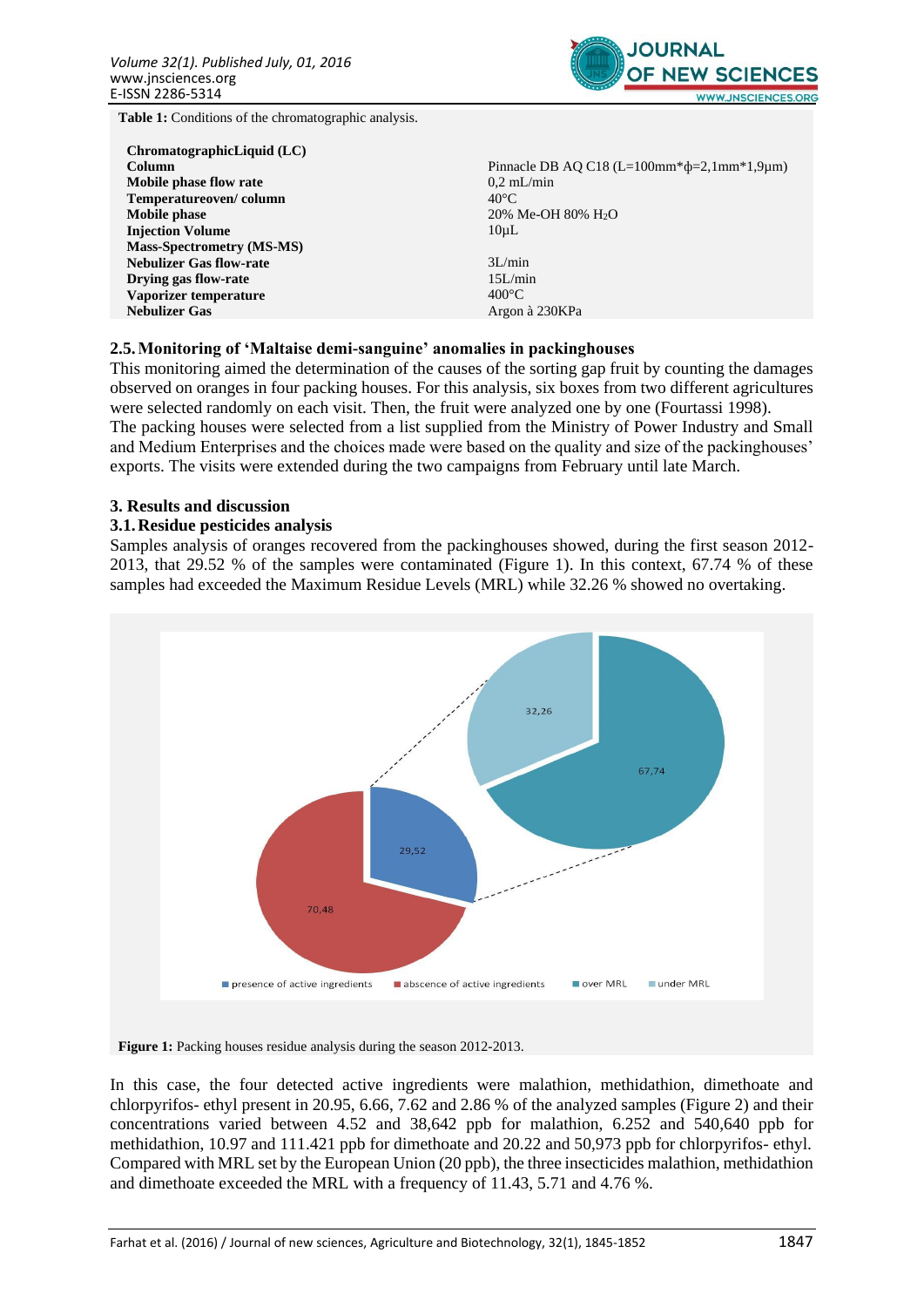**Table 1:** Conditions of the chromatographic analysis.

| | |
|---|---|
| **ChromatographicLiquid (LC)** | |
| **Column** | Pinnacle DB AQ C18 (L=100mm*ϕ=2,1mm*1,9µm) |
| **Mobile phase flow rate** | 0,2 mL/min |
| **Temperatureoven/ column** | 40°C |
| **Mobile phase** | 20% Me-OH 80% $H_2O$ |
| **Injection Volume** | 10µL |
| **Mass-Spectrometry (MS-MS)** | |
| **Nebulizer Gas flow-rate** | 3L/min |
| **Drying gas flow-rate** | 15L/min |
| **Vaporizer temperature** | 400°C |
| **Nebulizer Gas** | Argon à 230KPa |

### 2.5. Monitoring of 'Maltaise demi-sanguine' anomalies in packinghouses

This monitoring aimed the determination of the causes of the sorting gap fruit by counting the damages observed on oranges in four packing houses. For this analysis, six boxes from two different agricultures were selected randomly on each visit. Then, the fruit were analyzed one by one (Fourtassi 1998).
The packing houses were selected from a list supplied from the Ministry of Power Industry and Small and Medium Enterprises and the choices made were based on the quality and size of the packinghouses' exports. The visits were extended during the two campaigns from February until late March.

## 3. Results and discussion

### 3.1. Residue pesticides analysis

Samples analysis of oranges recovered from the packinghouses showed, during the first season 2012-2013, that 29.52 % of the samples were contaminated (Figure 1). In this context, 67.74 % of these samples had exceeded the Maximum Residue Levels (MRL) while 32.26 % showed no overtaking.

**Figure 1:** Packing houses residue analysis during the season 2012-2013.

In this case, the four detected active ingredients were malathion, methidathion, dimethoate and chlorpyrifos- ethyl present in 20.95, 6.66, 7.62 and 2.86 % of the analyzed samples (Figure 2) and their concentrations varied between 4.52 and 38,642 ppb for malathion, 6.252 and 540,640 ppb for methidathion, 10.97 and 111.421 ppb for dimethoate and 20.22 and 50,973 ppb for chlorpyrifos- ethyl. Compared with MRL set by the European Union (20 ppb), the three insecticides malathion, methidathion and dimethoate exceeded the MRL with a frequency of 11.43, 5.71 and 4.76 %.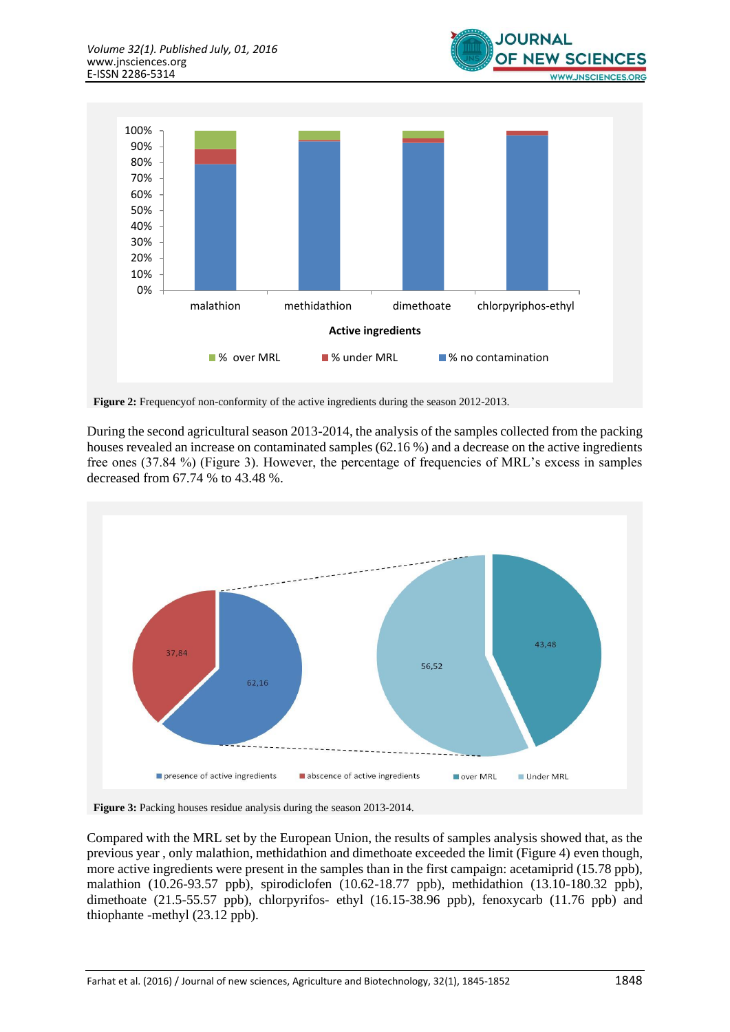**Figure 2:** Frequencyof non-conformity of the active ingredients during the season 2012-2013.

During the second agricultural season 2013-2014, the analysis of the samples collected from the packing houses revealed an increase on contaminated samples (62.16 %) and a decrease on the active ingredients free ones (37.84 %) (Figure 3). However, the percentage of frequencies of MRL's excess in samples decreased from 67.74 % to 43.48 %.

**Figure 3:** Packing houses residue analysis during the season 2013-2014.

Compared with the MRL set by the European Union, the results of samples analysis showed that, as the previous year , only malathion, methidathion and dimethoate exceeded the limit (Figure 4) even though, more active ingredients were present in the samples than in the first campaign: acetamiprid (15.78 ppb), malathion (10.26-93.57 ppb), spirodiclofen (10.62-18.77 ppb), methidathion (13.10-180.32 ppb), dimethoate (21.5-55.57 ppb), chlorpyrifos- ethyl (16.15-38.96 ppb), fenoxycarb (11.76 ppb) and thiophante -methyl (23.12 ppb).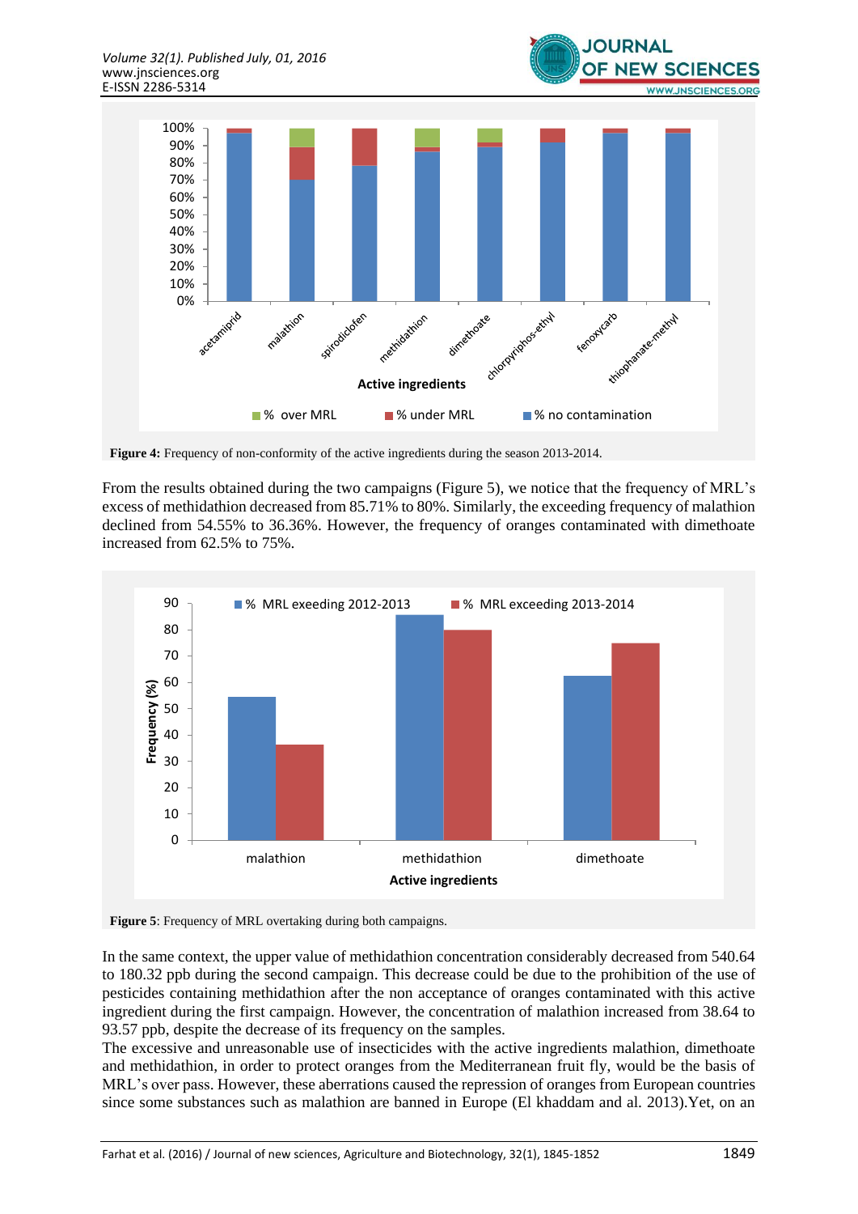**Figure 4:** Frequency of non-conformity of the active ingredients during the season 2013-2014.

From the results obtained during the two campaigns (Figure 5), we notice that the frequency of MRL's excess of methidathion decreased from 85.71% to 80%. Similarly, the exceeding frequency of malathion declined from 54.55% to 36.36%. However, the frequency of oranges contaminated with dimethoate increased from 62.5% to 75%.

**Figure 5**: Frequency of MRL overtaking during both campaigns.

In the same context, the upper value of methidathion concentration considerably decreased from 540.64 to 180.32 ppb during the second campaign. This decrease could be due to the prohibition of the use of pesticides containing methidathion after the non acceptance of oranges contaminated with this active ingredient during the first campaign. However, the concentration of malathion increased from 38.64 to 93.57 ppb, despite the decrease of its frequency on the samples.

The excessive and unreasonable use of insecticides with the active ingredients malathion, dimethoate and methidathion, in order to protect oranges from the Mediterranean fruit fly, would be the basis of MRL's over pass. However, these aberrations caused the repression of oranges from European countries since some substances such as malathion are banned in Europe (El khaddam and al. 2013).Yet, on an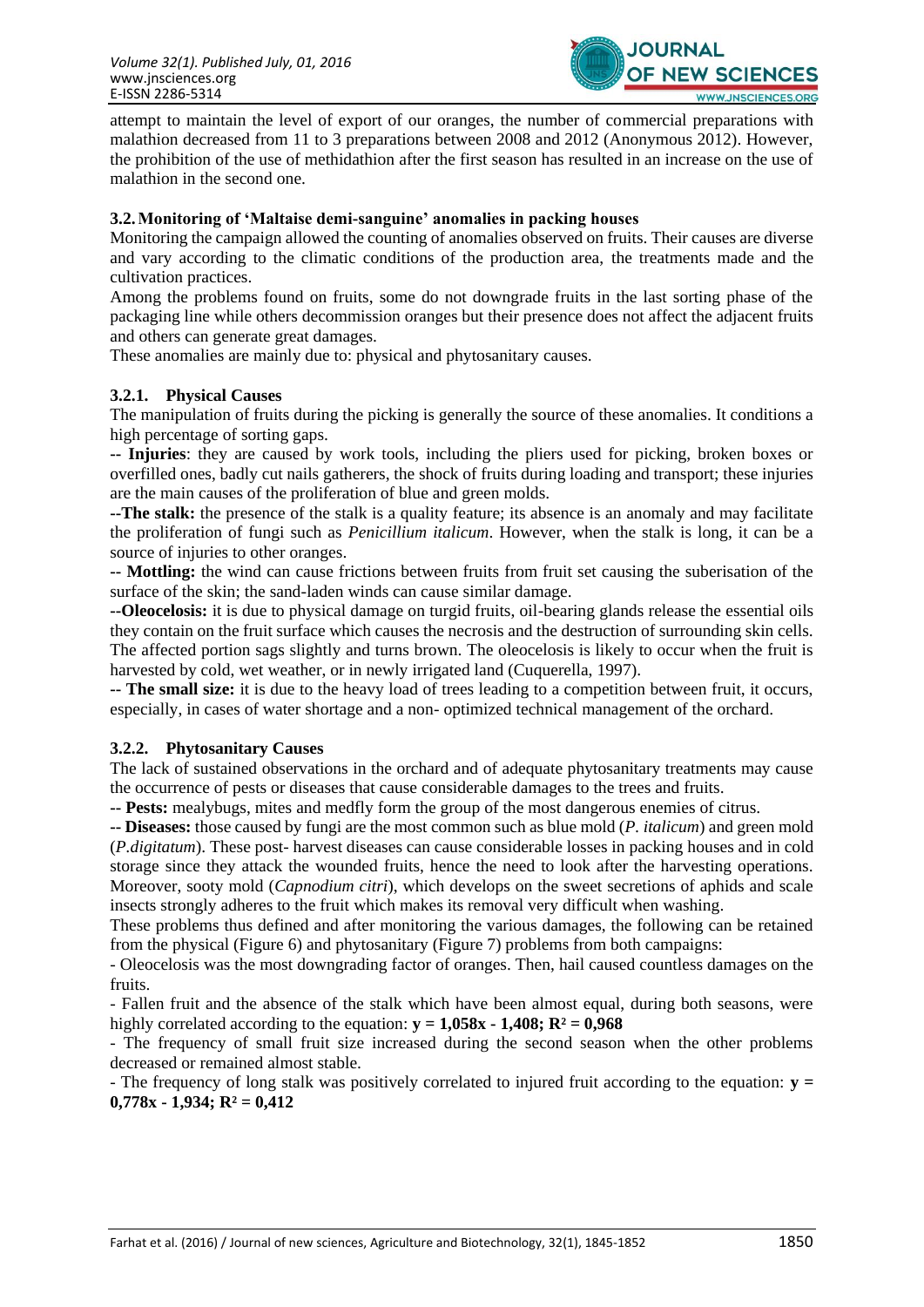attempt to maintain the level of export of our oranges, the number of commercial preparations with malathion decreased from 11 to 3 preparations between 2008 and 2012 (Anonymous 2012). However, the prohibition of the use of methidathion after the first season has resulted in an increase on the use of malathion in the second one.

### 3.2. Monitoring of 'Maltaise demi-sanguine' anomalies in packing houses

Monitoring the campaign allowed the counting of anomalies observed on fruits. Their causes are diverse and vary according to the climatic conditions of the production area, the treatments made and the cultivation practices.

Among the problems found on fruits, some do not downgrade fruits in the last sorting phase of the packaging line while others decommission oranges but their presence does not affect the adjacent fruits and others can generate great damages.

These anomalies are mainly due to: physical and phytosanitary causes.

#### 3.2.1. Physical Causes

The manipulation of fruits during the picking is generally the source of these anomalies. It conditions a high percentage of sorting gaps.

-- **Injuries**: they are caused by work tools, including the pliers used for picking, broken boxes or overfilled ones, badly cut nails gatherers, the shock of fruits during loading and transport; these injuries are the main causes of the proliferation of blue and green molds.

--**The stalk:** the presence of the stalk is a quality feature; its absence is an anomaly and may facilitate the proliferation of fungi such as *Penicillium italicum*. However, when the stalk is long, it can be a source of injuries to other oranges.

-- **Mottling:** the wind can cause frictions between fruits from fruit set causing the suberisation of the surface of the skin; the sand-laden winds can cause similar damage.

--**Oleocelosis:** it is due to physical damage on turgid fruits, oil-bearing glands release the essential oils they contain on the fruit surface which causes the necrosis and the destruction of surrounding skin cells. The affected portion sags slightly and turns brown. The oleocelosis is likely to occur when the fruit is harvested by cold, wet weather, or in newly irrigated land (Cuquerella, 1997).

-- **The small size:** it is due to the heavy load of trees leading to a competition between fruit, it occurs, especially, in cases of water shortage and a non- optimized technical management of the orchard.

#### 3.2.2. Phytosanitary Causes

The lack of sustained observations in the orchard and of adequate phytosanitary treatments may cause the occurrence of pests or diseases that cause considerable damages to the trees and fruits.

-- **Pests:** mealybugs, mites and medfly form the group of the most dangerous enemies of citrus.

-- **Diseases:** those caused by fungi are the most common such as blue mold (*P. italicum*) and green mold (*P.digitatum*). These post- harvest diseases can cause considerable losses in packing houses and in cold storage since they attack the wounded fruits, hence the need to look after the harvesting operations. Moreover, sooty mold (*Capnodium citri*), which develops on the sweet secretions of aphids and scale insects strongly adheres to the fruit which makes its removal very difficult when washing.

These problems thus defined and after monitoring the various damages, the following can be retained from the physical (Figure 6) and phytosanitary (Figure 7) problems from both campaigns:

- Oleocelosis was the most downgrading factor of oranges. Then, hail caused countless damages on the fruits.
- Fallen fruit and the absence of the stalk which have been almost equal, during both seasons, were highly correlated according to the equation: $\mathbf{y = 1{,}058x - 1{,}408;\ R^2 = 0{,}968}$
- The frequency of small fruit size increased during the second season when the other problems decreased or remained almost stable.
- The frequency of long stalk was positively correlated to injured fruit according to the equation: $\mathbf{y = 0{,}778x - 1{,}934;\ R^2 = 0{,}412}$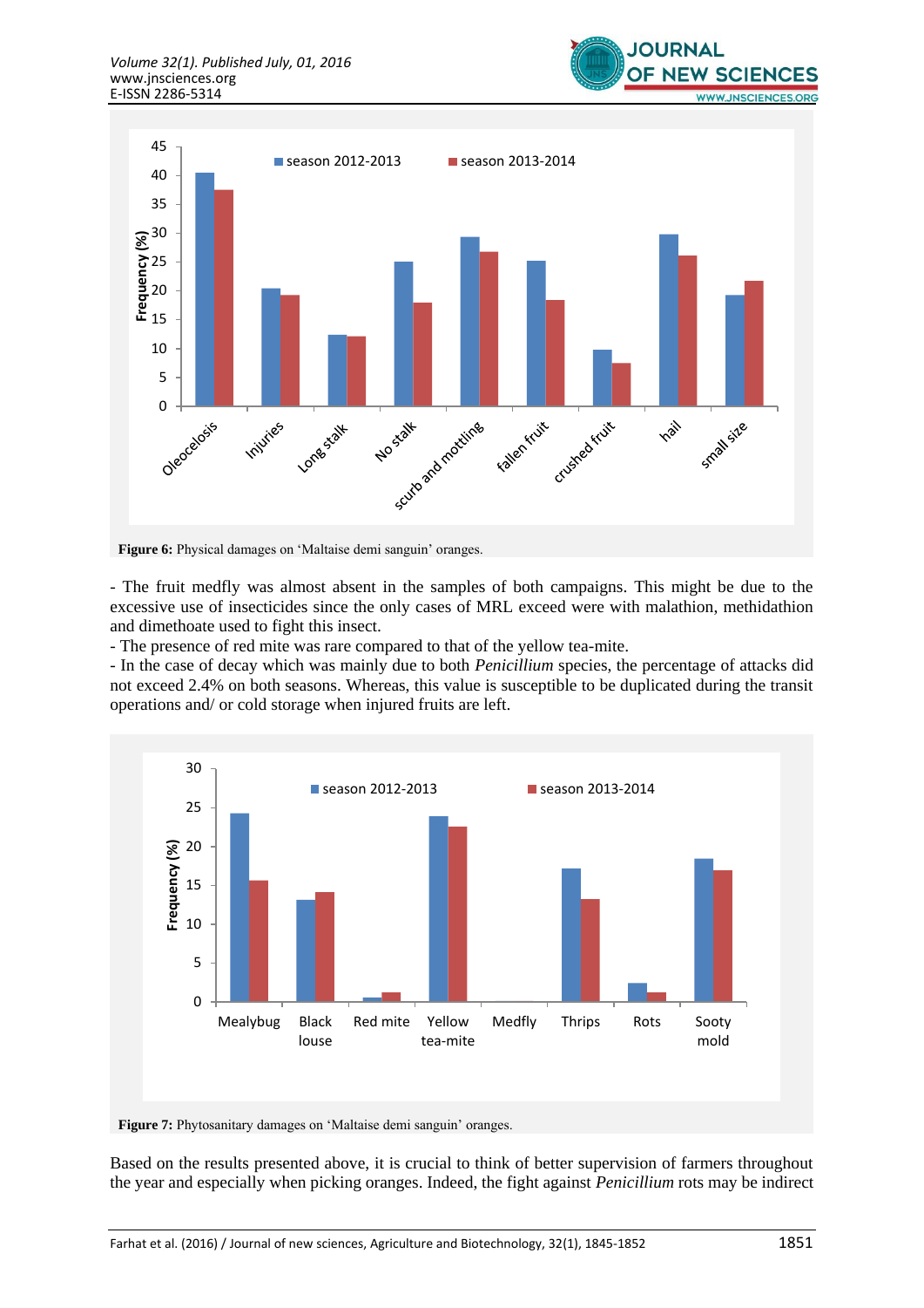**Figure 6:** Physical damages on 'Maltaise demi sanguin' oranges.

- The fruit medfly was almost absent in the samples of both campaigns. This might be due to the excessive use of insecticides since the only cases of MRL exceed were with malathion, methidathion and dimethoate used to fight this insect.
- The presence of red mite was rare compared to that of the yellow tea-mite.
- In the case of decay which was mainly due to both *Penicillium* species, the percentage of attacks did not exceed 2.4% on both seasons. Whereas, this value is susceptible to be duplicated during the transit operations and/ or cold storage when injured fruits are left.

**Figure 7:** Phytosanitary damages on 'Maltaise demi sanguin' oranges.

Based on the results presented above, it is crucial to think of better supervision of farmers throughout the year and especially when picking oranges. Indeed, the fight against *Penicillium* rots may be indirect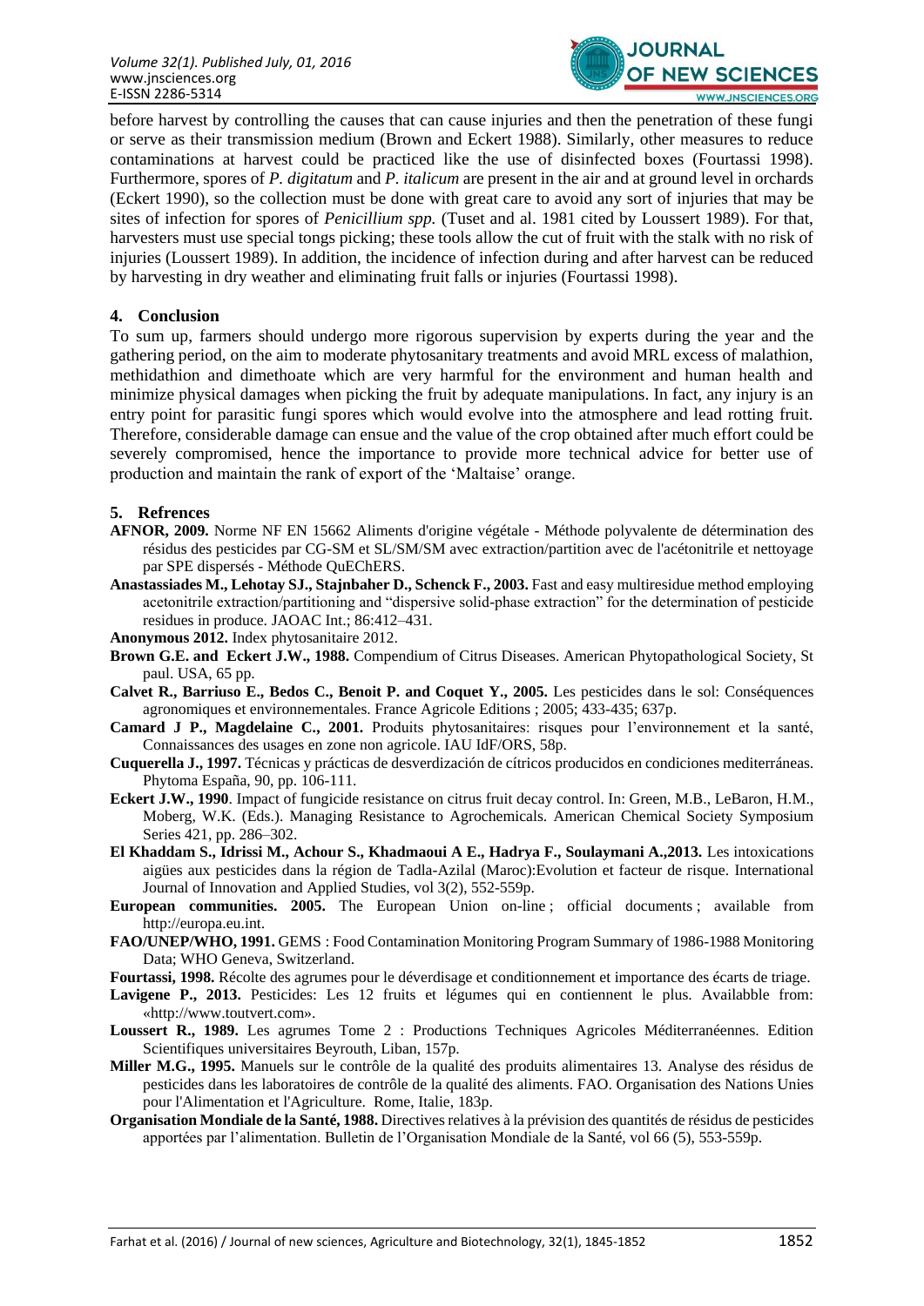before harvest by controlling the causes that can cause injuries and then the penetration of these fungi or serve as their transmission medium (Brown and Eckert 1988). Similarly, other measures to reduce contaminations at harvest could be practiced like the use of disinfected boxes (Fourtassi 1998). Furthermore, spores of *P. digitatum* and *P. italicum* are present in the air and at ground level in orchards (Eckert 1990), so the collection must be done with great care to avoid any sort of injuries that may be sites of infection for spores of *Penicillium spp.* (Tuset and al. 1981 cited by Loussert 1989). For that, harvesters must use special tongs picking; these tools allow the cut of fruit with the stalk with no risk of injuries (Loussert 1989). In addition, the incidence of infection during and after harvest can be reduced by harvesting in dry weather and eliminating fruit falls or injuries (Fourtassi 1998).

## 4. Conclusion

To sum up, farmers should undergo more rigorous supervision by experts during the year and the gathering period, on the aim to moderate phytosanitary treatments and avoid MRL excess of malathion, methidathion and dimethoate which are very harmful for the environment and human health and minimize physical damages when picking the fruit by adequate manipulations. In fact, any injury is an entry point for parasitic fungi spores which would evolve into the atmosphere and lead rotting fruit. Therefore, considerable damage can ensue and the value of the crop obtained after much effort could be severely compromised, hence the importance to provide more technical advice for better use of production and maintain the rank of export of the 'Maltaise' orange.

## 5. Refrences

**AFNOR, 2009.** Norme NF EN 15662 Aliments d'origine végétale - Méthode polyvalente de détermination des résidus des pesticides par CG-SM et SL/SM/SM avec extraction/partition avec de l'acétonitrile et nettoyage par SPE dispersés - Méthode QuEChERS.

**Anastassiades M., Lehotay SJ., Stajnbaher D., Schenck F., 2003.** Fast and easy multiresidue method employing acetonitrile extraction/partitioning and "dispersive solid-phase extraction" for the determination of pesticide residues in produce. JAOAC Int.; 86:412–431.

**Anonymous 2012.** Index phytosanitaire 2012.

**Brown G.E. and Eckert J.W., 1988.** Compendium of Citrus Diseases. American Phytopathological Society, St paul. USA, 65 pp.

**Calvet R., Barriuso E., Bedos C., Benoit P. and Coquet Y., 2005.** Les pesticides dans le sol: Conséquences agronomiques et environnementales. France Agricole Editions ; 2005; 433-435; 637p.

**Camard J P., Magdelaine C., 2001.** Produits phytosanitaires: risques pour l'environnement et la santé, Connaissances des usages en zone non agricole. IAU IdF/ORS, 58p.

**Cuquerella J., 1997.** Técnicas y prácticas de desverdización de cítricos producidos en condiciones mediterráneas. Phytoma España, 90, pp. 106-111.

**Eckert J.W., 1990**. Impact of fungicide resistance on citrus fruit decay control. In: Green, M.B., LeBaron, H.M., Moberg, W.K. (Eds.). Managing Resistance to Agrochemicals. American Chemical Society Symposium Series 421, pp. 286–302.

**El Khaddam S., Idrissi M., Achour S., Khadmaoui A E., Hadrya F., Soulaymani A.,2013.** Les intoxications aigües aux pesticides dans la région de Tadla-Azilal (Maroc):Evolution et facteur de risque. International Journal of Innovation and Applied Studies, vol 3(2), 552-559p.

**European communities. 2005.** The European Union on-line ; official documents ; available from http://europa.eu.int.

**FAO/UNEP/WHO, 1991.** GEMS : Food Contamination Monitoring Program Summary of 1986-1988 Monitoring Data; WHO Geneva, Switzerland.

**Fourtassi, 1998.** Récolte des agrumes pour le déverdisage et conditionnement et importance des écarts de triage.

**Lavigene P., 2013.** Pesticides: Les 12 fruits et légumes qui en contiennent le plus. Availabble from: «http://www.toutvert.com».

**Loussert R., 1989.** Les agrumes Tome 2 : Productions Techniques Agricoles Méditerranéennes. Edition Scientifiques universitaires Beyrouth, Liban, 157p.

**Miller M.G., 1995.** Manuels sur le contrôle de la qualité des produits alimentaires 13. Analyse des résidus de pesticides dans les laboratoires de contrôle de la qualité des aliments. FAO. Organisation des Nations Unies pour l'Alimentation et l'Agriculture. Rome, Italie, 183p.

**Organisation Mondiale de la Santé, 1988.** Directives relatives à la prévision des quantités de résidus de pesticides apportées par l'alimentation. Bulletin de l'Organisation Mondiale de la Santé, vol 66 (5), 553-559p.